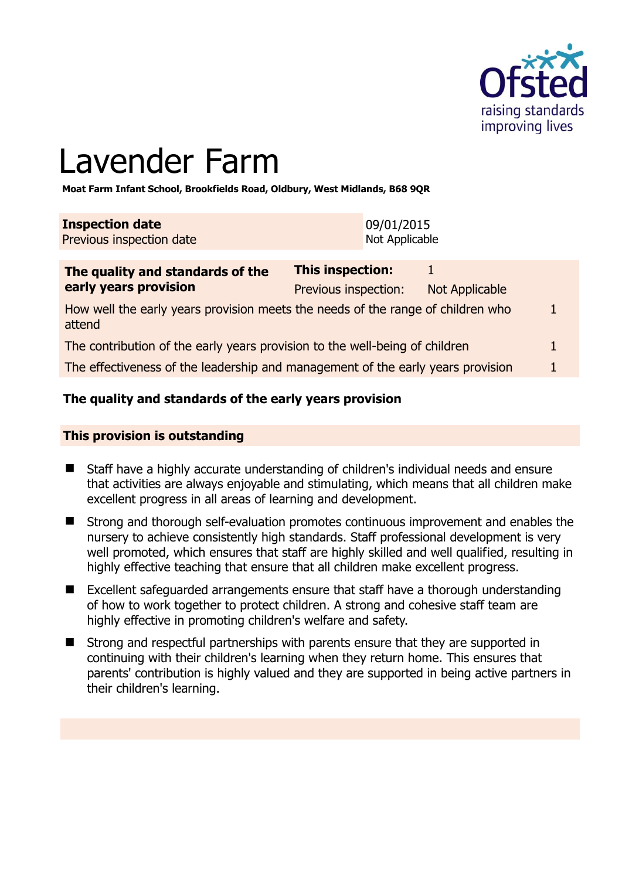# Lavender Farm

**Moat Farm Infant School, Brookfields Road, Oldbury, West Midlands, B68 9QR**

| | |
|---|---|
| **Inspection date** | 09/01/2015 |
| Previous inspection date | Not Applicable |

| **The quality and standards of the early years provision** | **This inspection:** | 1 |
|---|---|---|
| | Previous inspection: | Not Applicable |
| How well the early years provision meets the needs of the range of children who attend | | 1 |
| The contribution of the early years provision to the well-being of children | | 1 |
| The effectiveness of the leadership and management of the early years provision | | 1 |

**The quality and standards of the early years provision**

**This provision is outstanding**

- Staff have a highly accurate understanding of children's individual needs and ensure that activities are always enjoyable and stimulating, which means that all children make excellent progress in all areas of learning and development.
- Strong and thorough self-evaluation promotes continuous improvement and enables the nursery to achieve consistently high standards. Staff professional development is very well promoted, which ensures that staff are highly skilled and well qualified, resulting in highly effective teaching that ensure that all children make excellent progress.
- Excellent safeguarded arrangements ensure that staff have a thorough understanding of how to work together to protect children. A strong and cohesive staff team are highly effective in promoting children's welfare and safety.
- Strong and respectful partnerships with parents ensure that they are supported in continuing with their children's learning when they return home. This ensures that parents' contribution is highly valued and they are supported in being active partners in their children's learning.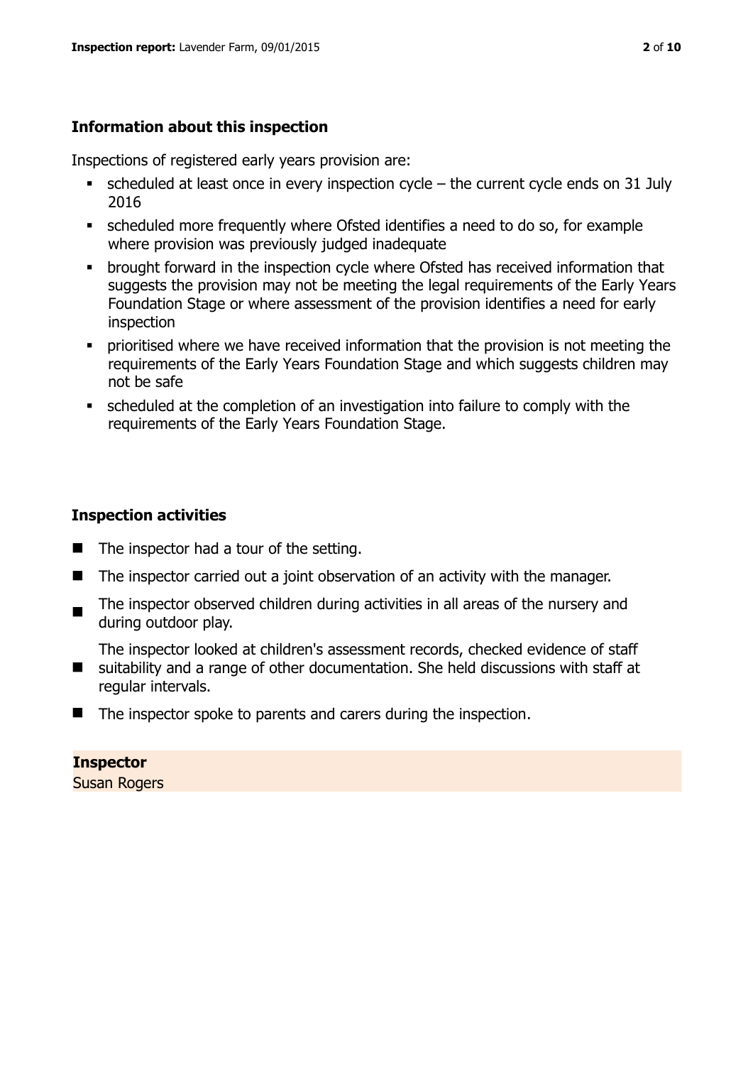## Information about this inspection

Inspections of registered early years provision are:

- scheduled at least once in every inspection cycle – the current cycle ends on 31 July 2016
- scheduled more frequently where Ofsted identifies a need to do so, for example where provision was previously judged inadequate
- brought forward in the inspection cycle where Ofsted has received information that suggests the provision may not be meeting the legal requirements of the Early Years Foundation Stage or where assessment of the provision identifies a need for early inspection
- prioritised where we have received information that the provision is not meeting the requirements of the Early Years Foundation Stage and which suggests children may not be safe
- scheduled at the completion of an investigation into failure to comply with the requirements of the Early Years Foundation Stage.

## Inspection activities

- The inspector had a tour of the setting.
- The inspector carried out a joint observation of an activity with the manager.
- The inspector observed children during activities in all areas of the nursery and during outdoor play.
- The inspector looked at children's assessment records, checked evidence of staff suitability and a range of other documentation. She held discussions with staff at regular intervals.
- The inspector spoke to parents and carers during the inspection.

**Inspector**
Susan Rogers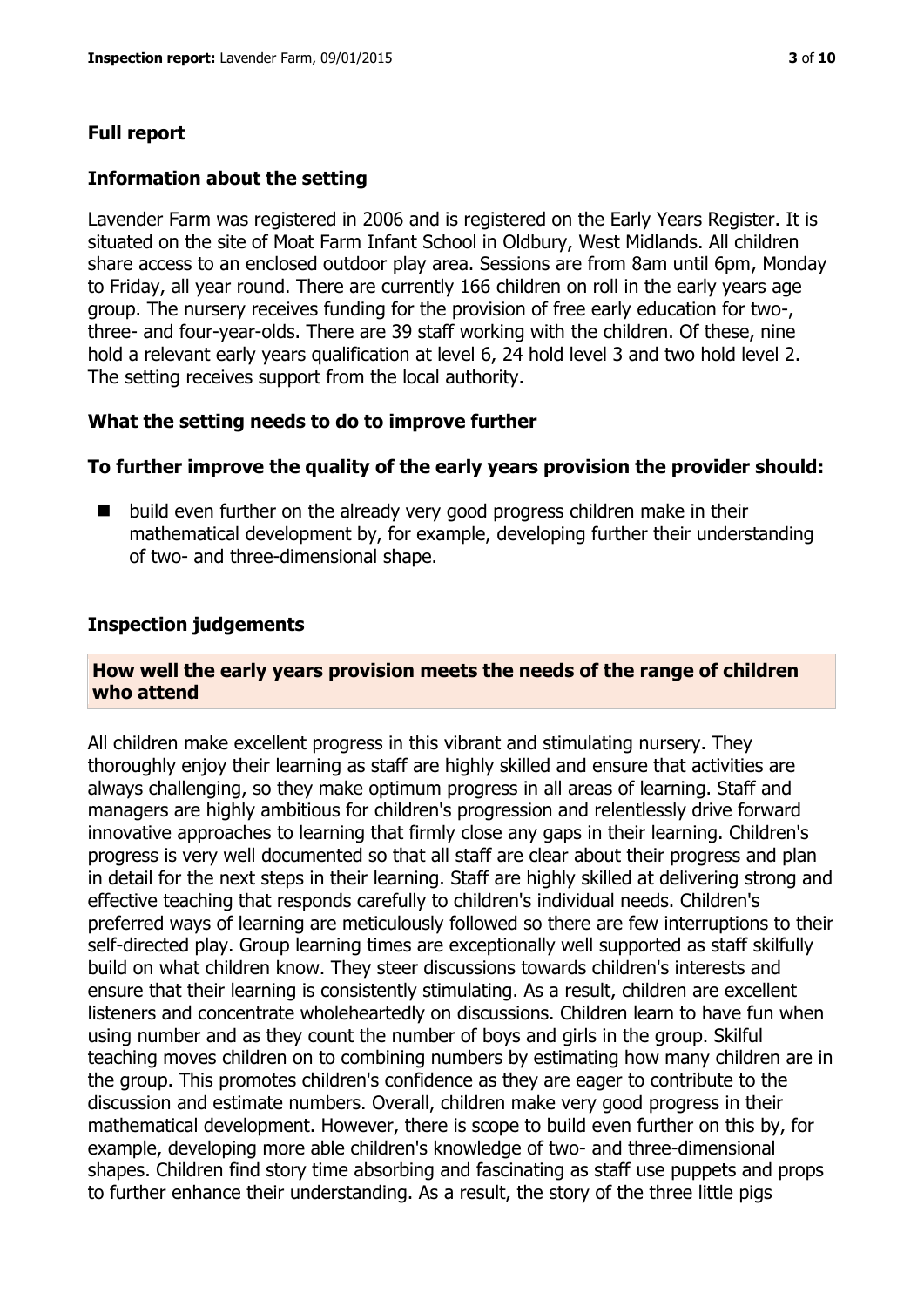## Full report

### Information about the setting

Lavender Farm was registered in 2006 and is registered on the Early Years Register. It is situated on the site of Moat Farm Infant School in Oldbury, West Midlands. All children share access to an enclosed outdoor play area. Sessions are from 8am until 6pm, Monday to Friday, all year round. There are currently 166 children on roll in the early years age group. The nursery receives funding for the provision of free early education for two-, three- and four-year-olds. There are 39 staff working with the children. Of these, nine hold a relevant early years qualification at level 6, 24 hold level 3 and two hold level 2. The setting receives support from the local authority.

### What the setting needs to do to improve further

**To further improve the quality of the early years provision the provider should:**

- build even further on the already very good progress children make in their mathematical development by, for example, developing further their understanding of two- and three-dimensional shape.

### Inspection judgements

#### How well the early years provision meets the needs of the range of children who attend

All children make excellent progress in this vibrant and stimulating nursery. They thoroughly enjoy their learning as staff are highly skilled and ensure that activities are always challenging, so they make optimum progress in all areas of learning. Staff and managers are highly ambitious for children's progression and relentlessly drive forward innovative approaches to learning that firmly close any gaps in their learning. Children's progress is very well documented so that all staff are clear about their progress and plan in detail for the next steps in their learning. Staff are highly skilled at delivering strong and effective teaching that responds carefully to children's individual needs. Children's preferred ways of learning are meticulously followed so there are few interruptions to their self-directed play. Group learning times are exceptionally well supported as staff skilfully build on what children know. They steer discussions towards children's interests and ensure that their learning is consistently stimulating. As a result, children are excellent listeners and concentrate wholeheartedly on discussions. Children learn to have fun when using number and as they count the number of boys and girls in the group. Skilful teaching moves children on to combining numbers by estimating how many children are in the group. This promotes children's confidence as they are eager to contribute to the discussion and estimate numbers. Overall, children make very good progress in their mathematical development. However, there is scope to build even further on this by, for example, developing more able children's knowledge of two- and three-dimensional shapes. Children find story time absorbing and fascinating as staff use puppets and props to further enhance their understanding. As a result, the story of the three little pigs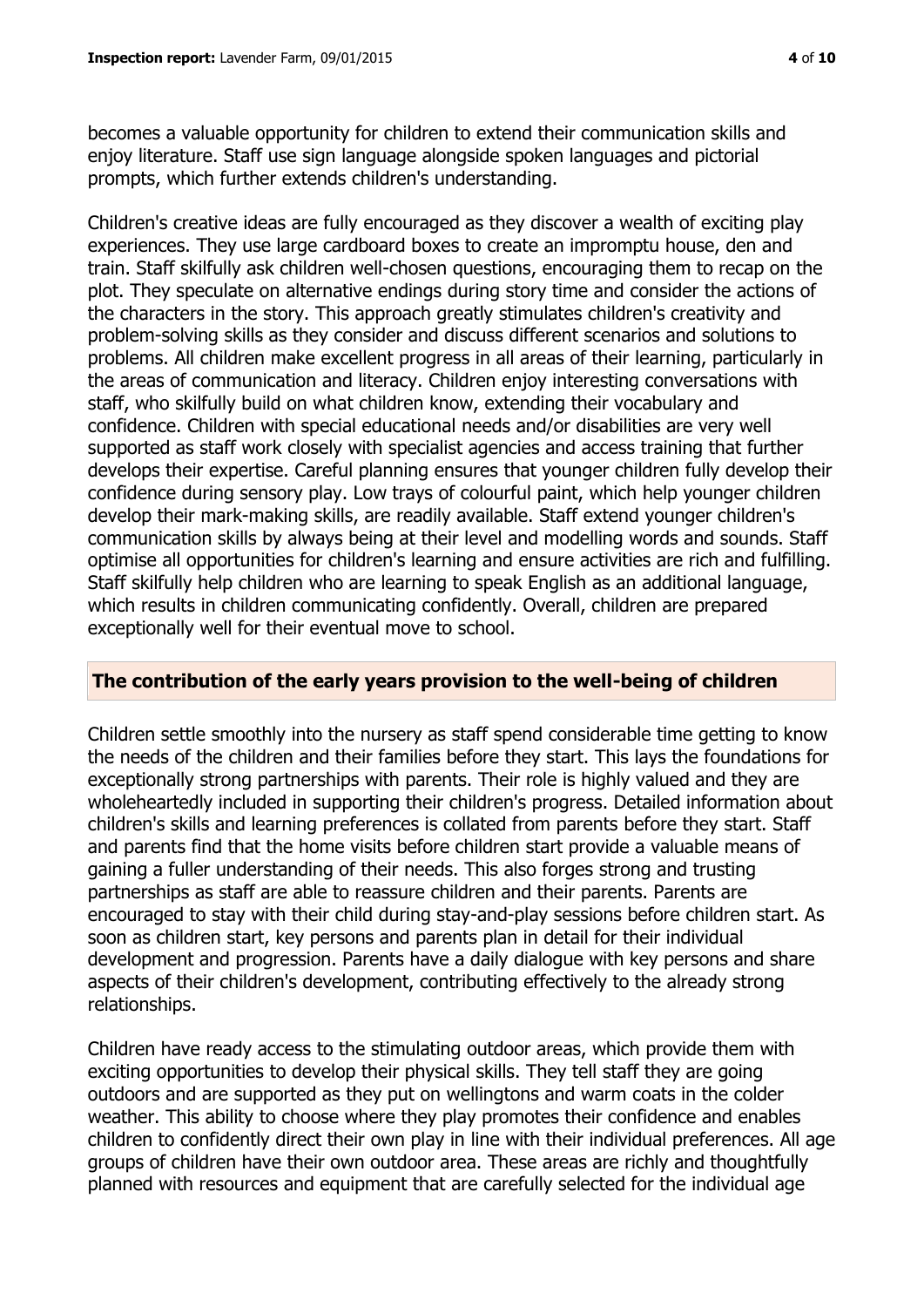becomes a valuable opportunity for children to extend their communication skills and enjoy literature. Staff use sign language alongside spoken languages and pictorial prompts, which further extends children's understanding.

Children's creative ideas are fully encouraged as they discover a wealth of exciting play experiences. They use large cardboard boxes to create an impromptu house, den and train. Staff skilfully ask children well-chosen questions, encouraging them to recap on the plot. They speculate on alternative endings during story time and consider the actions of the characters in the story. This approach greatly stimulates children's creativity and problem-solving skills as they consider and discuss different scenarios and solutions to problems. All children make excellent progress in all areas of their learning, particularly in the areas of communication and literacy. Children enjoy interesting conversations with staff, who skilfully build on what children know, extending their vocabulary and confidence. Children with special educational needs and/or disabilities are very well supported as staff work closely with specialist agencies and access training that further develops their expertise. Careful planning ensures that younger children fully develop their confidence during sensory play. Low trays of colourful paint, which help younger children develop their mark-making skills, are readily available. Staff extend younger children's communication skills by always being at their level and modelling words and sounds. Staff optimise all opportunities for children's learning and ensure activities are rich and fulfilling. Staff skilfully help children who are learning to speak English as an additional language, which results in children communicating confidently. Overall, children are prepared exceptionally well for their eventual move to school.

## The contribution of the early years provision to the well-being of children

Children settle smoothly into the nursery as staff spend considerable time getting to know the needs of the children and their families before they start. This lays the foundations for exceptionally strong partnerships with parents. Their role is highly valued and they are wholeheartedly included in supporting their children's progress. Detailed information about children's skills and learning preferences is collated from parents before they start. Staff and parents find that the home visits before children start provide a valuable means of gaining a fuller understanding of their needs. This also forges strong and trusting partnerships as staff are able to reassure children and their parents. Parents are encouraged to stay with their child during stay-and-play sessions before children start. As soon as children start, key persons and parents plan in detail for their individual development and progression. Parents have a daily dialogue with key persons and share aspects of their children's development, contributing effectively to the already strong relationships.

Children have ready access to the stimulating outdoor areas, which provide them with exciting opportunities to develop their physical skills. They tell staff they are going outdoors and are supported as they put on wellingtons and warm coats in the colder weather. This ability to choose where they play promotes their confidence and enables children to confidently direct their own play in line with their individual preferences. All age groups of children have their own outdoor area. These areas are richly and thoughtfully planned with resources and equipment that are carefully selected for the individual age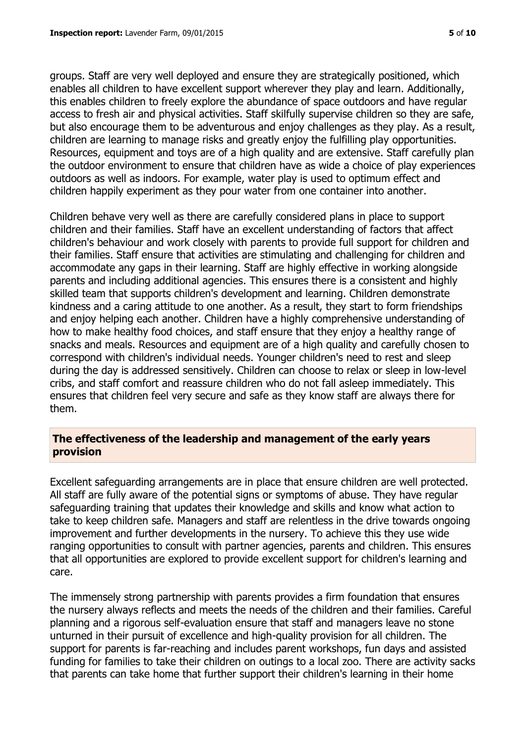groups. Staff are very well deployed and ensure they are strategically positioned, which enables all children to have excellent support wherever they play and learn. Additionally, this enables children to freely explore the abundance of space outdoors and have regular access to fresh air and physical activities. Staff skilfully supervise children so they are safe, but also encourage them to be adventurous and enjoy challenges as they play. As a result, children are learning to manage risks and greatly enjoy the fulfilling play opportunities. Resources, equipment and toys are of a high quality and are extensive. Staff carefully plan the outdoor environment to ensure that children have as wide a choice of play experiences outdoors as well as indoors. For example, water play is used to optimum effect and children happily experiment as they pour water from one container into another.

Children behave very well as there are carefully considered plans in place to support children and their families. Staff have an excellent understanding of factors that affect children's behaviour and work closely with parents to provide full support for children and their families. Staff ensure that activities are stimulating and challenging for children and accommodate any gaps in their learning. Staff are highly effective in working alongside parents and including additional agencies. This ensures there is a consistent and highly skilled team that supports children's development and learning. Children demonstrate kindness and a caring attitude to one another. As a result, they start to form friendships and enjoy helping each another. Children have a highly comprehensive understanding of how to make healthy food choices, and staff ensure that they enjoy a healthy range of snacks and meals. Resources and equipment are of a high quality and carefully chosen to correspond with children's individual needs. Younger children's need to rest and sleep during the day is addressed sensitively. Children can choose to relax or sleep in low-level cribs, and staff comfort and reassure children who do not fall asleep immediately. This ensures that children feel very secure and safe as they know staff are always there for them.

## The effectiveness of the leadership and management of the early years provision

Excellent safeguarding arrangements are in place that ensure children are well protected. All staff are fully aware of the potential signs or symptoms of abuse. They have regular safeguarding training that updates their knowledge and skills and know what action to take to keep children safe. Managers and staff are relentless in the drive towards ongoing improvement and further developments in the nursery. To achieve this they use wide ranging opportunities to consult with partner agencies, parents and children. This ensures that all opportunities are explored to provide excellent support for children's learning and care.

The immensely strong partnership with parents provides a firm foundation that ensures the nursery always reflects and meets the needs of the children and their families. Careful planning and a rigorous self-evaluation ensure that staff and managers leave no stone unturned in their pursuit of excellence and high-quality provision for all children. The support for parents is far-reaching and includes parent workshops, fun days and assisted funding for families to take their children on outings to a local zoo. There are activity sacks that parents can take home that further support their children's learning in their home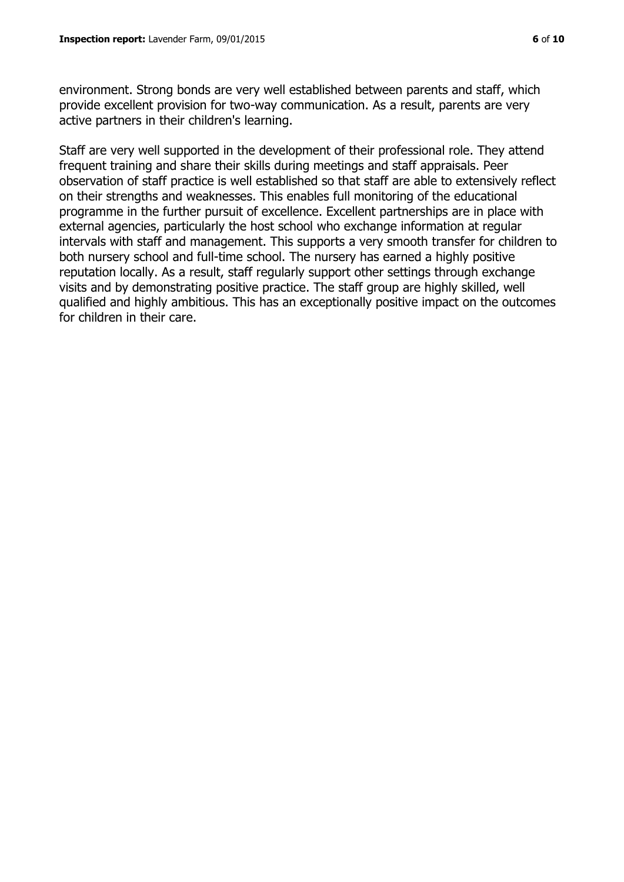environment. Strong bonds are very well established between parents and staff, which provide excellent provision for two-way communication. As a result, parents are very active partners in their children's learning.

Staff are very well supported in the development of their professional role. They attend frequent training and share their skills during meetings and staff appraisals. Peer observation of staff practice is well established so that staff are able to extensively reflect on their strengths and weaknesses. This enables full monitoring of the educational programme in the further pursuit of excellence. Excellent partnerships are in place with external agencies, particularly the host school who exchange information at regular intervals with staff and management. This supports a very smooth transfer for children to both nursery school and full-time school. The nursery has earned a highly positive reputation locally. As a result, staff regularly support other settings through exchange visits and by demonstrating positive practice. The staff group are highly skilled, well qualified and highly ambitious. This has an exceptionally positive impact on the outcomes for children in their care.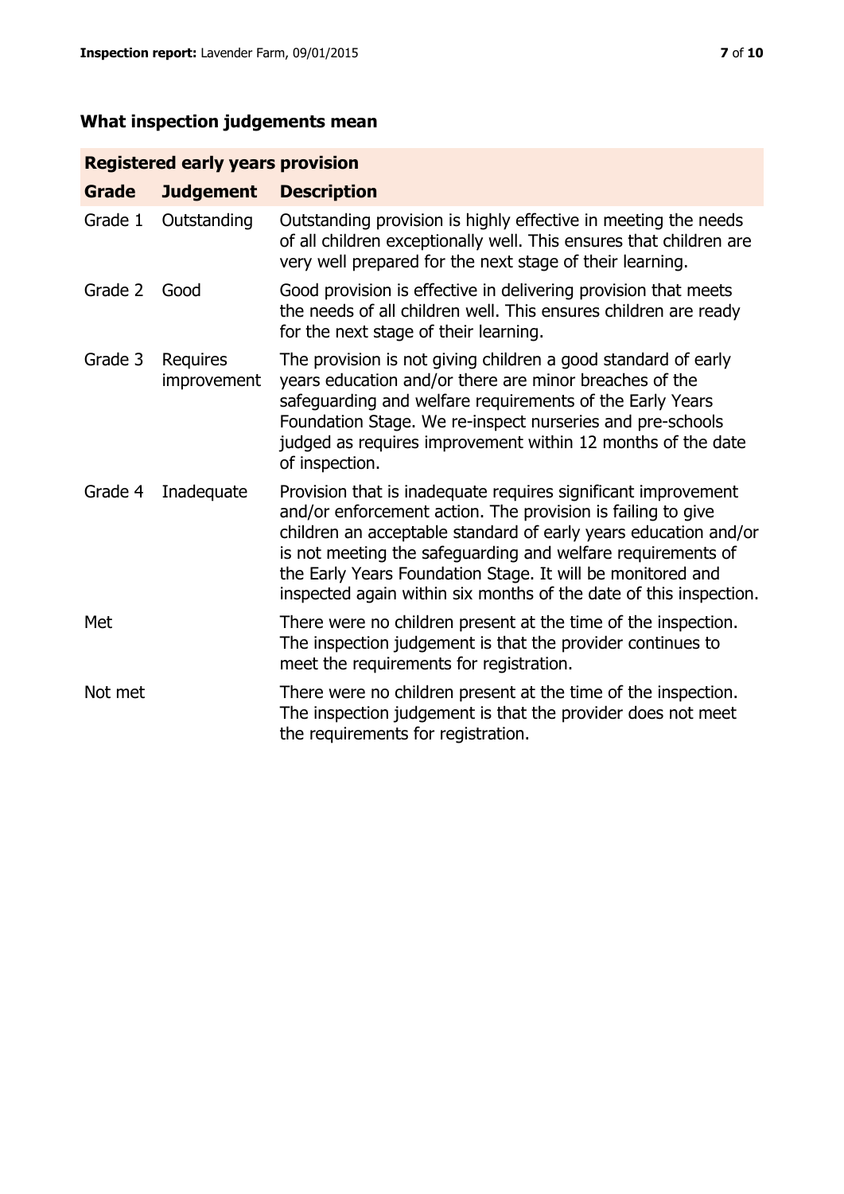## What inspection judgements mean

| Registered early years provision | | |
|---|---|---|
| **Grade** | **Judgement** | **Description** |
| Grade 1 | Outstanding | Outstanding provision is highly effective in meeting the needs of all children exceptionally well. This ensures that children are very well prepared for the next stage of their learning. |
| Grade 2 | Good | Good provision is effective in delivering provision that meets the needs of all children well. This ensures children are ready for the next stage of their learning. |
| Grade 3 | Requires improvement | The provision is not giving children a good standard of early years education and/or there are minor breaches of the safeguarding and welfare requirements of the Early Years Foundation Stage. We re-inspect nurseries and pre-schools judged as requires improvement within 12 months of the date of inspection. |
| Grade 4 | Inadequate | Provision that is inadequate requires significant improvement and/or enforcement action. The provision is failing to give children an acceptable standard of early years education and/or is not meeting the safeguarding and welfare requirements of the Early Years Foundation Stage. It will be monitored and inspected again within six months of the date of this inspection. |
| Met | | There were no children present at the time of the inspection. The inspection judgement is that the provider continues to meet the requirements for registration. |
| Not met | | There were no children present at the time of the inspection. The inspection judgement is that the provider does not meet the requirements for registration. |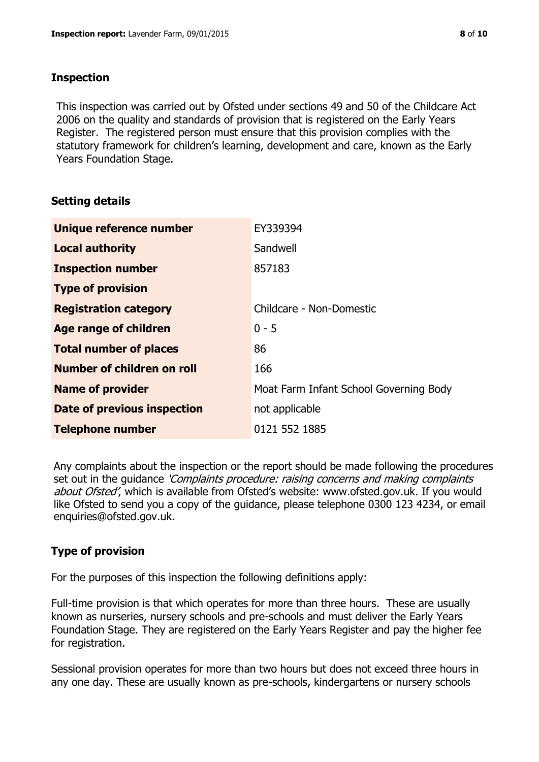## Inspection

This inspection was carried out by Ofsted under sections 49 and 50 of the Childcare Act 2006 on the quality and standards of provision that is registered on the Early Years Register. The registered person must ensure that this provision complies with the statutory framework for children's learning, development and care, known as the Early Years Foundation Stage.

## Setting details

| | |
|---|---|
| **Unique reference number** | EY339394 |
| **Local authority** | Sandwell |
| **Inspection number** | 857183 |
| **Type of provision** | |
| **Registration category** | Childcare - Non-Domestic |
| **Age range of children** | 0 - 5 |
| **Total number of places** | 86 |
| **Number of children on roll** | 166 |
| **Name of provider** | Moat Farm Infant School Governing Body |
| **Date of previous inspection** | not applicable |
| **Telephone number** | 0121 552 1885 |

Any complaints about the inspection or the report should be made following the procedures set out in the guidance *'Complaints procedure: raising concerns and making complaints about Ofsted'*, which is available from Ofsted's website: www.ofsted.gov.uk. If you would like Ofsted to send you a copy of the guidance, please telephone 0300 123 4234, or email enquiries@ofsted.gov.uk.

## Type of provision

For the purposes of this inspection the following definitions apply:

Full-time provision is that which operates for more than three hours. These are usually known as nurseries, nursery schools and pre-schools and must deliver the Early Years Foundation Stage. They are registered on the Early Years Register and pay the higher fee for registration.

Sessional provision operates for more than two hours but does not exceed three hours in any one day. These are usually known as pre-schools, kindergartens or nursery schools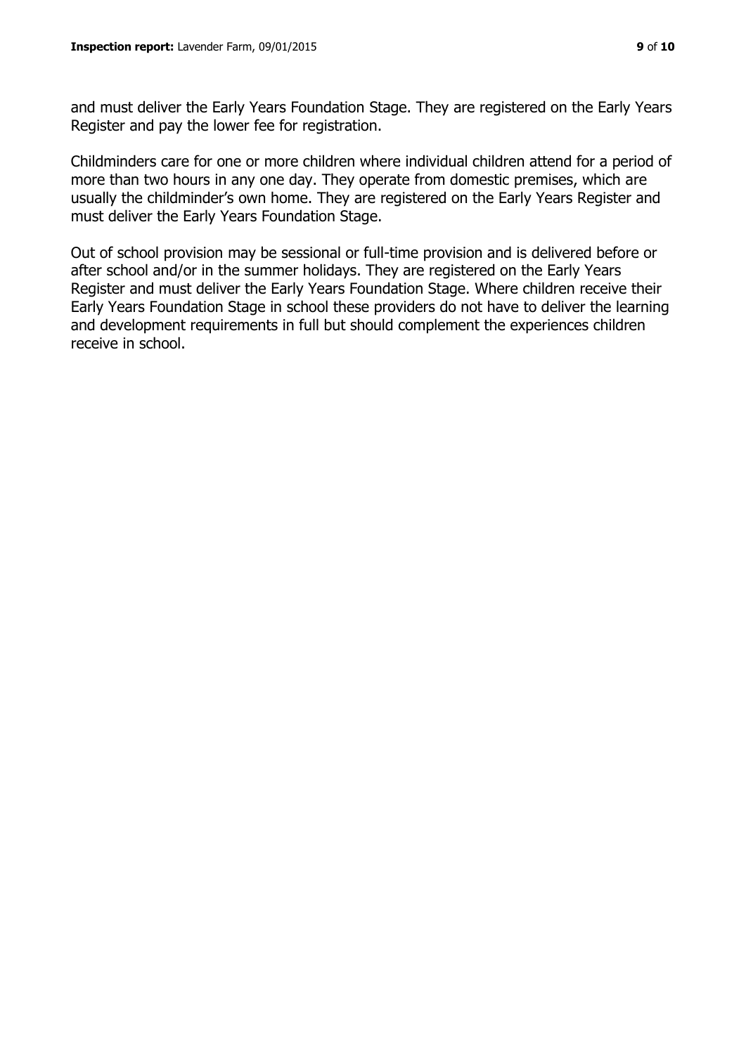and must deliver the Early Years Foundation Stage. They are registered on the Early Years Register and pay the lower fee for registration.

Childminders care for one or more children where individual children attend for a period of more than two hours in any one day. They operate from domestic premises, which are usually the childminder's own home. They are registered on the Early Years Register and must deliver the Early Years Foundation Stage.

Out of school provision may be sessional or full-time provision and is delivered before or after school and/or in the summer holidays. They are registered on the Early Years Register and must deliver the Early Years Foundation Stage. Where children receive their Early Years Foundation Stage in school these providers do not have to deliver the learning and development requirements in full but should complement the experiences children receive in school.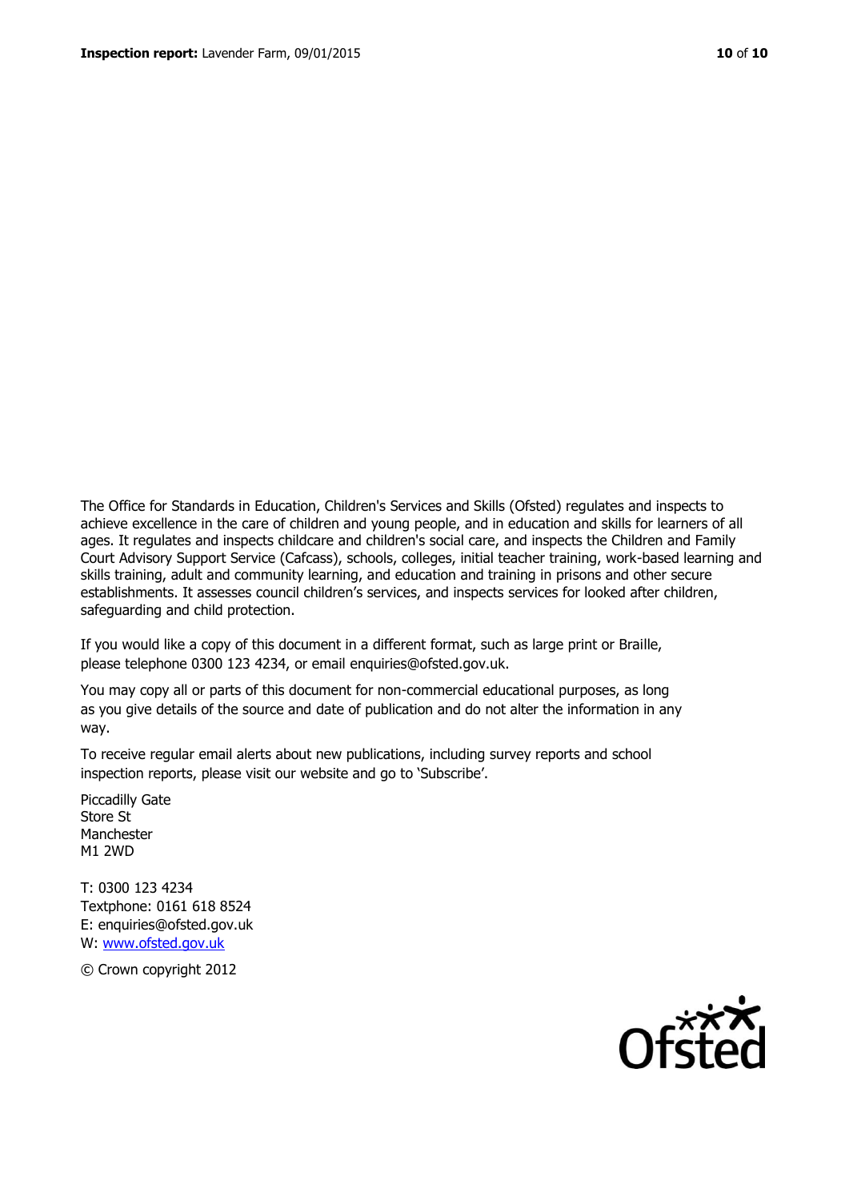The Office for Standards in Education, Children's Services and Skills (Ofsted) regulates and inspects to achieve excellence in the care of children and young people, and in education and skills for learners of all ages. It regulates and inspects childcare and children's social care, and inspects the Children and Family Court Advisory Support Service (Cafcass), schools, colleges, initial teacher training, work-based learning and skills training, adult and community learning, and education and training in prisons and other secure establishments. It assesses council children's services, and inspects services for looked after children, safeguarding and child protection.

If you would like a copy of this document in a different format, such as large print or Braille, please telephone 0300 123 4234, or email enquiries@ofsted.gov.uk.

You may copy all or parts of this document for non-commercial educational purposes, as long as you give details of the source and date of publication and do not alter the information in any way.

To receive regular email alerts about new publications, including survey reports and school inspection reports, please visit our website and go to 'Subscribe'.

Piccadilly Gate
Store St
Manchester
M1 2WD

T: 0300 123 4234
Textphone: 0161 618 8524
E: enquiries@ofsted.gov.uk
W: [www.ofsted.gov.uk](http://www.ofsted.gov.uk)

© Crown copyright 2012